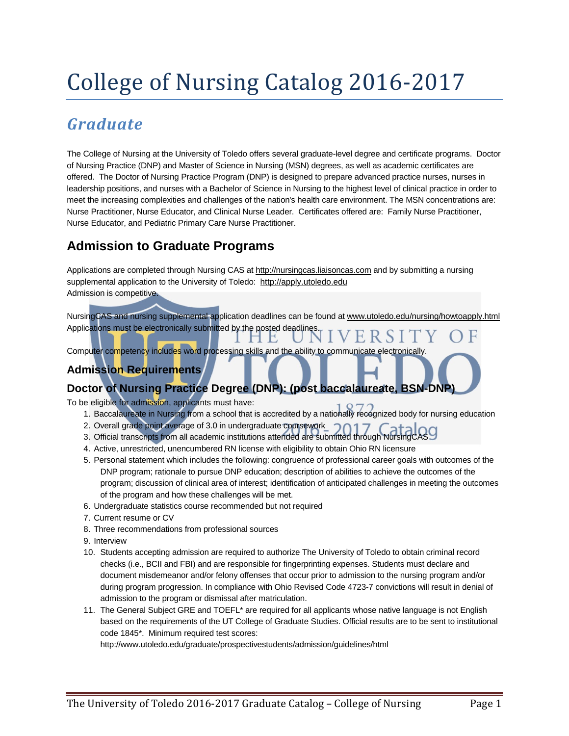# College of Nursing Catalog 2016-2017

## *Graduate*

The College of Nursing at the University of Toledo offers several graduate-level degree and certificate programs. Doctor of Nursing Practice (DNP) and Master of Science in Nursing (MSN) degrees, as well as academic certificates are offered. The Doctor of Nursing Practice Program (DNP) is designed to prepare advanced practice nurses, nurses in leadership positions, and nurses with a Bachelor of Science in Nursing to the highest level of clinical practice in order to meet the increasing complexities and challenges of the nation's health care environment. The MSN concentrations are: Nurse Practitioner, Nurse Educator, and Clinical Nurse Leader. Certificates offered are: Family Nurse Practitioner, Nurse Educator, and Pediatric Primary Care Nurse Practitioner.

## Admission to Graduate Programs

Applications are completed through Nursing CAS at http://nursingcas.liaisoncas.com and by submitting a nursing supplemental application to the University of Toledo: http://apply.utoledo.edu
Admission is competitive.

NursingCAS and nursing supplemental application deadlines can be found at www.utoledo.edu/nursing/howtoapply.html
Applications must be electronically submitted by the posted deadlines.

Computer competency includes word processing skills and the ability to communicate electronically.

### Admission Requirements

### Doctor of Nursing Practice Degree (DNP): (post baccalaureate, BSN-DNP)

To be eligible for admission, applicants must have:

1. Baccalaureate in Nursing from a school that is accredited by a nationally recognized body for nursing education
2. Overall grade point average of 3.0 in undergraduate coursework
3. Official transcripts from all academic institutions attended are submitted through NursingCAS
4. Active, unrestricted, unencumbered RN license with eligibility to obtain Ohio RN licensure
5. Personal statement which includes the following: congruence of professional career goals with outcomes of the DNP program; rationale to pursue DNP education; description of abilities to achieve the outcomes of the program; discussion of clinical area of interest; identification of anticipated challenges in meeting the outcomes of the program and how these challenges will be met.
6. Undergraduate statistics course recommended but not required
7. Current resume or CV
8. Three recommendations from professional sources
9. Interview
10. Students accepting admission are required to authorize The University of Toledo to obtain criminal record checks (i.e., BCII and FBI) and are responsible for fingerprinting expenses. Students must declare and document misdemeanor and/or felony offenses that occur prior to admission to the nursing program and/or during program progression. In compliance with Ohio Revised Code 4723-7 convictions will result in denial of admission to the program or dismissal after matriculation.
11. The General Subject GRE and TOEFL* are required for all applicants whose native language is not English based on the requirements of the UT College of Graduate Studies. Official results are to be sent to institutional code 1845*. Minimum required test scores:
    http://www.utoledo.edu/graduate/prospectivestudents/admission/guidelines/html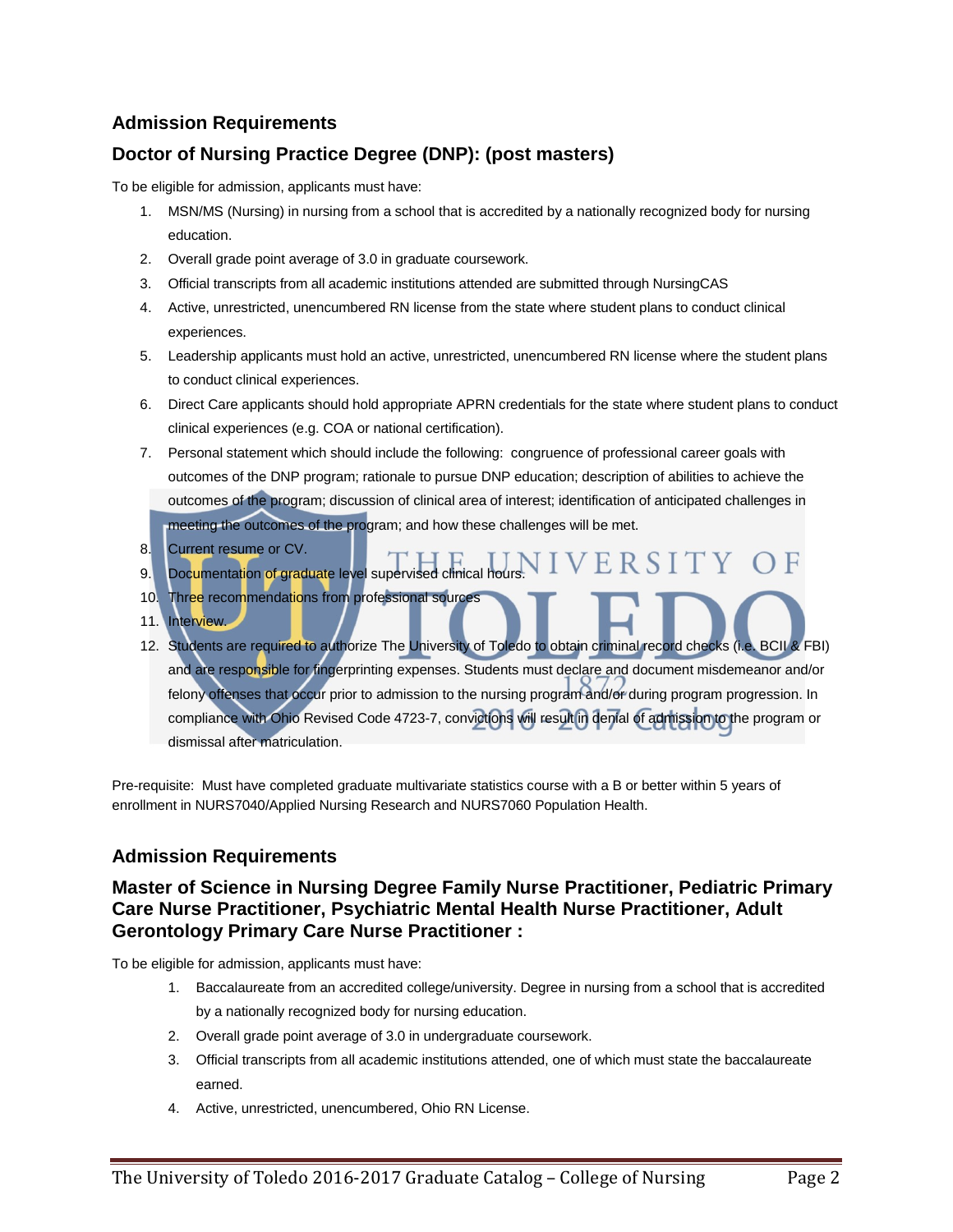## Admission Requirements

## Doctor of Nursing Practice Degree (DNP): (post masters)

To be eligible for admission, applicants must have:

1. MSN/MS (Nursing) in nursing from a school that is accredited by a nationally recognized body for nursing education.
2. Overall grade point average of 3.0 in graduate coursework.
3. Official transcripts from all academic institutions attended are submitted through NursingCAS
4. Active, unrestricted, unencumbered RN license from the state where student plans to conduct clinical experiences.
5. Leadership applicants must hold an active, unrestricted, unencumbered RN license where the student plans to conduct clinical experiences.
6. Direct Care applicants should hold appropriate APRN credentials for the state where student plans to conduct clinical experiences (e.g. COA or national certification).
7. Personal statement which should include the following: congruence of professional career goals with outcomes of the DNP program; rationale to pursue DNP education; description of abilities to achieve the outcomes of the program; discussion of clinical area of interest; identification of anticipated challenges in meeting the outcomes of the program; and how these challenges will be met.
8. Current resume or CV.
9. Documentation of graduate level supervised clinical hours.
10. Three recommendations from professional sources
11. Interview.
12. Students are required to authorize The University of Toledo to obtain criminal record checks (i.e. BCII & FBI) and are responsible for fingerprinting expenses. Students must declare and document misdemeanor and/or felony offenses that occur prior to admission to the nursing program and/or during program progression. In compliance with Ohio Revised Code 4723-7, convictions will result in denial of admission to the program or dismissal after matriculation.

Pre-requisite: Must have completed graduate multivariate statistics course with a B or better within 5 years of enrollment in NURS7040/Applied Nursing Research and NURS7060 Population Health.

## Admission Requirements

## Master of Science in Nursing Degree Family Nurse Practitioner, Pediatric Primary Care Nurse Practitioner, Psychiatric Mental Health Nurse Practitioner, Adult Gerontology Primary Care Nurse Practitioner :

To be eligible for admission, applicants must have:

1. Baccalaureate from an accredited college/university. Degree in nursing from a school that is accredited by a nationally recognized body for nursing education.
2. Overall grade point average of 3.0 in undergraduate coursework.
3. Official transcripts from all academic institutions attended, one of which must state the baccalaureate earned.
4. Active, unrestricted, unencumbered, Ohio RN License.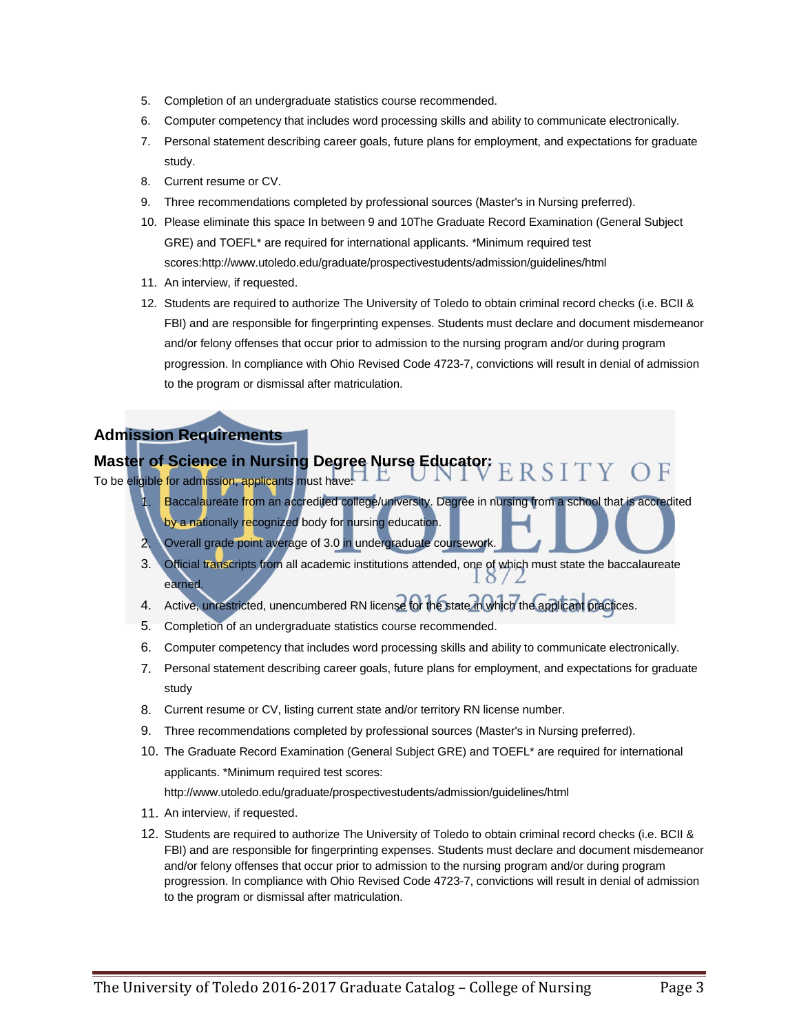5. Completion of an undergraduate statistics course recommended.
6. Computer competency that includes word processing skills and ability to communicate electronically.
7. Personal statement describing career goals, future plans for employment, and expectations for graduate study.
8. Current resume or CV.
9. Three recommendations completed by professional sources (Master's in Nursing preferred).
10. Please eliminate this space In between 9 and 10The Graduate Record Examination (General Subject GRE) and TOEFL* are required for international applicants. *Minimum required test scores:http://www.utoledo.edu/graduate/prospectivestudents/admission/guidelines/html
11. An interview, if requested.
12. Students are required to authorize The University of Toledo to obtain criminal record checks (i.e. BCII & FBI) and are responsible for fingerprinting expenses. Students must declare and document misdemeanor and/or felony offenses that occur prior to admission to the nursing program and/or during program progression. In compliance with Ohio Revised Code 4723-7, convictions will result in denial of admission to the program or dismissal after matriculation.

## Admission Requirements

## Master of Science in Nursing Degree Nurse Educator:

To be eligible for admission, applicants must have:

1. Baccalaureate from an accredited college/university. Degree in nursing from a school that is accredited by a nationally recognized body for nursing education.
2. Overall grade point average of 3.0 in undergraduate coursework.
3. Official transcripts from all academic institutions attended, one of which must state the baccalaureate earned.
4. Active, unrestricted, unencumbered RN license for the state in which the applicant practices.
5. Completion of an undergraduate statistics course recommended.
6. Computer competency that includes word processing skills and ability to communicate electronically.
7. Personal statement describing career goals, future plans for employment, and expectations for graduate study
8. Current resume or CV, listing current state and/or territory RN license number.
9. Three recommendations completed by professional sources (Master's in Nursing preferred).
10. The Graduate Record Examination (General Subject GRE) and TOEFL* are required for international applicants. *Minimum required test scores:
    http://www.utoledo.edu/graduate/prospectivestudents/admission/guidelines/html
11. An interview, if requested.
12. Students are required to authorize The University of Toledo to obtain criminal record checks (i.e. BCII & FBI) and are responsible for fingerprinting expenses. Students must declare and document misdemeanor and/or felony offenses that occur prior to admission to the nursing program and/or during program progression. In compliance with Ohio Revised Code 4723-7, convictions will result in denial of admission to the program or dismissal after matriculation.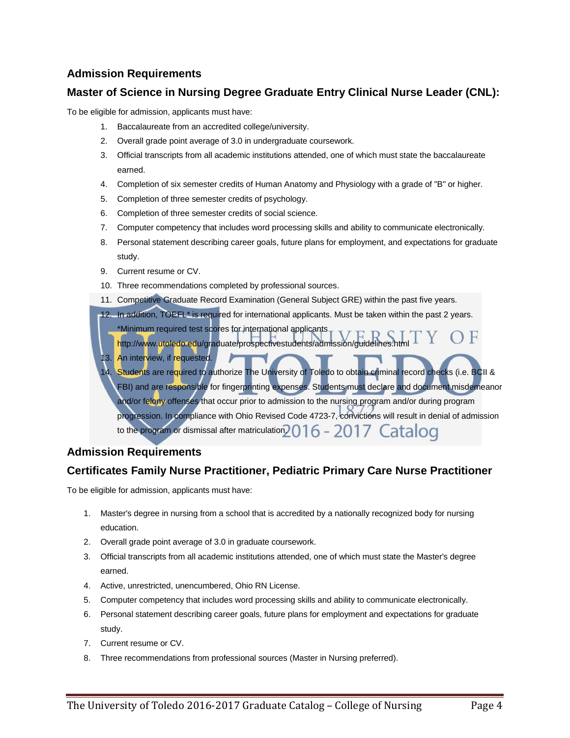## Admission Requirements

## Master of Science in Nursing Degree Graduate Entry Clinical Nurse Leader (CNL):

To be eligible for admission, applicants must have:

1. Baccalaureate from an accredited college/university.
2. Overall grade point average of 3.0 in undergraduate coursework.
3. Official transcripts from all academic institutions attended, one of which must state the baccalaureate earned.
4. Completion of six semester credits of Human Anatomy and Physiology with a grade of "B" or higher.
5. Completion of three semester credits of psychology.
6. Completion of three semester credits of social science.
7. Computer competency that includes word processing skills and ability to communicate electronically.
8. Personal statement describing career goals, future plans for employment, and expectations for graduate study.
9. Current resume or CV.
10. Three recommendations completed by professional sources.
11. Competitive Graduate Record Examination (General Subject GRE) within the past five years.
12. In addition, TOEFL* is required for international applicants. Must be taken within the past 2 years. *Minimum required test scores for international applicants http://www.utoledo.edu/graduate/prospectivestudents/admission/guidelines.html
13. An interview, if requested.
14. Students are required to authorize The University of Toledo to obtain criminal record checks (i.e. BCII & FBI) and are responsible for fingerprinting expenses. Students must declare and document misdemeanor and/or felony offenses that occur prior to admission to the nursing program and/or during program progression. In compliance with Ohio Revised Code 4723-7, convictions will result in denial of admission to the program or dismissal after matriculation.

## Admission Requirements

## Certificates Family Nurse Practitioner, Pediatric Primary Care Nurse Practitioner

To be eligible for admission, applicants must have:

1. Master's degree in nursing from a school that is accredited by a nationally recognized body for nursing education.
2. Overall grade point average of 3.0 in graduate coursework.
3. Official transcripts from all academic institutions attended, one of which must state the Master's degree earned.
4. Active, unrestricted, unencumbered, Ohio RN License.
5. Computer competency that includes word processing skills and ability to communicate electronically.
6. Personal statement describing career goals, future plans for employment and expectations for graduate study.
7. Current resume or CV.
8. Three recommendations from professional sources (Master in Nursing preferred).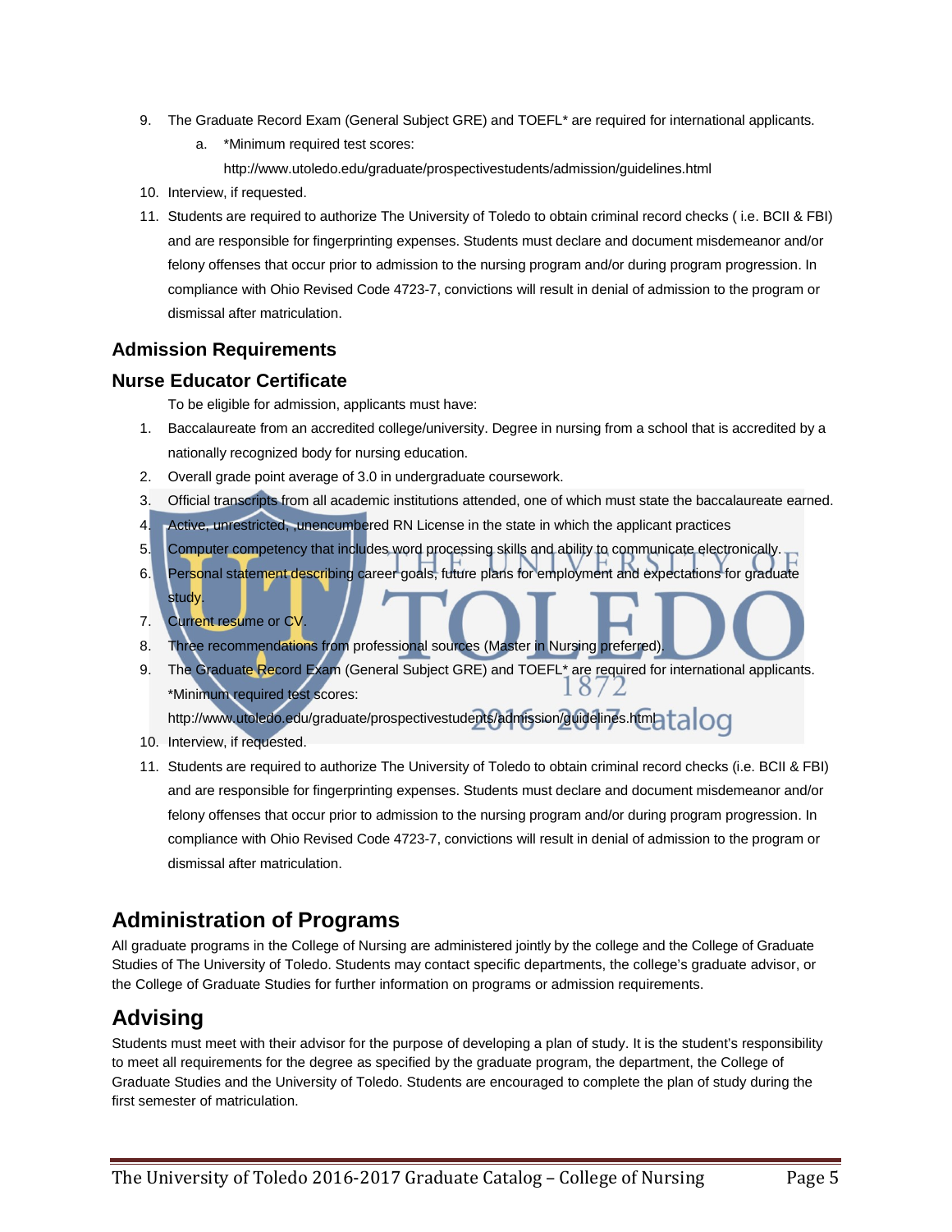9. The Graduate Record Exam (General Subject GRE) and TOEFL* are required for international applicants.
   a. *Minimum required test scores: http://www.utoledo.edu/graduate/prospectivestudents/admission/guidelines.html
10. Interview, if requested.
11. Students are required to authorize The University of Toledo to obtain criminal record checks ( i.e. BCII & FBI) and are responsible for fingerprinting expenses. Students must declare and document misdemeanor and/or felony offenses that occur prior to admission to the nursing program and/or during program progression. In compliance with Ohio Revised Code 4723-7, convictions will result in denial of admission to the program or dismissal after matriculation.

### Admission Requirements

### Nurse Educator Certificate

To be eligible for admission, applicants must have:

1. Baccalaureate from an accredited college/university. Degree in nursing from a school that is accredited by a nationally recognized body for nursing education.
2. Overall grade point average of 3.0 in undergraduate coursework.
3. Official transcripts from all academic institutions attended, one of which must state the baccalaureate earned.
4. Active, unrestricted, ,unencumbered RN License in the state in which the applicant practices
5. Computer competency that includes word processing skills and ability to communicate electronically.
6. Personal statement describing career goals, future plans for employment and expectations for graduate study.
7. Current resume or CV.
8. Three recommendations from professional sources (Master in Nursing preferred).
9. The Graduate Record Exam (General Subject GRE) and TOEFL* are required for international applicants. *Minimum required test scores: http://www.utoledo.edu/graduate/prospectivestudents/admission/guidelines.html
10. Interview, if requested.
11. Students are required to authorize The University of Toledo to obtain criminal record checks (i.e. BCII & FBI) and are responsible for fingerprinting expenses. Students must declare and document misdemeanor and/or felony offenses that occur prior to admission to the nursing program and/or during program progression. In compliance with Ohio Revised Code 4723-7, convictions will result in denial of admission to the program or dismissal after matriculation.

## Administration of Programs

All graduate programs in the College of Nursing are administered jointly by the college and the College of Graduate Studies of The University of Toledo. Students may contact specific departments, the college's graduate advisor, or the College of Graduate Studies for further information on programs or admission requirements.

## Advising

Students must meet with their advisor for the purpose of developing a plan of study. It is the student's responsibility to meet all requirements for the degree as specified by the graduate program, the department, the College of Graduate Studies and the University of Toledo. Students are encouraged to complete the plan of study during the first semester of matriculation.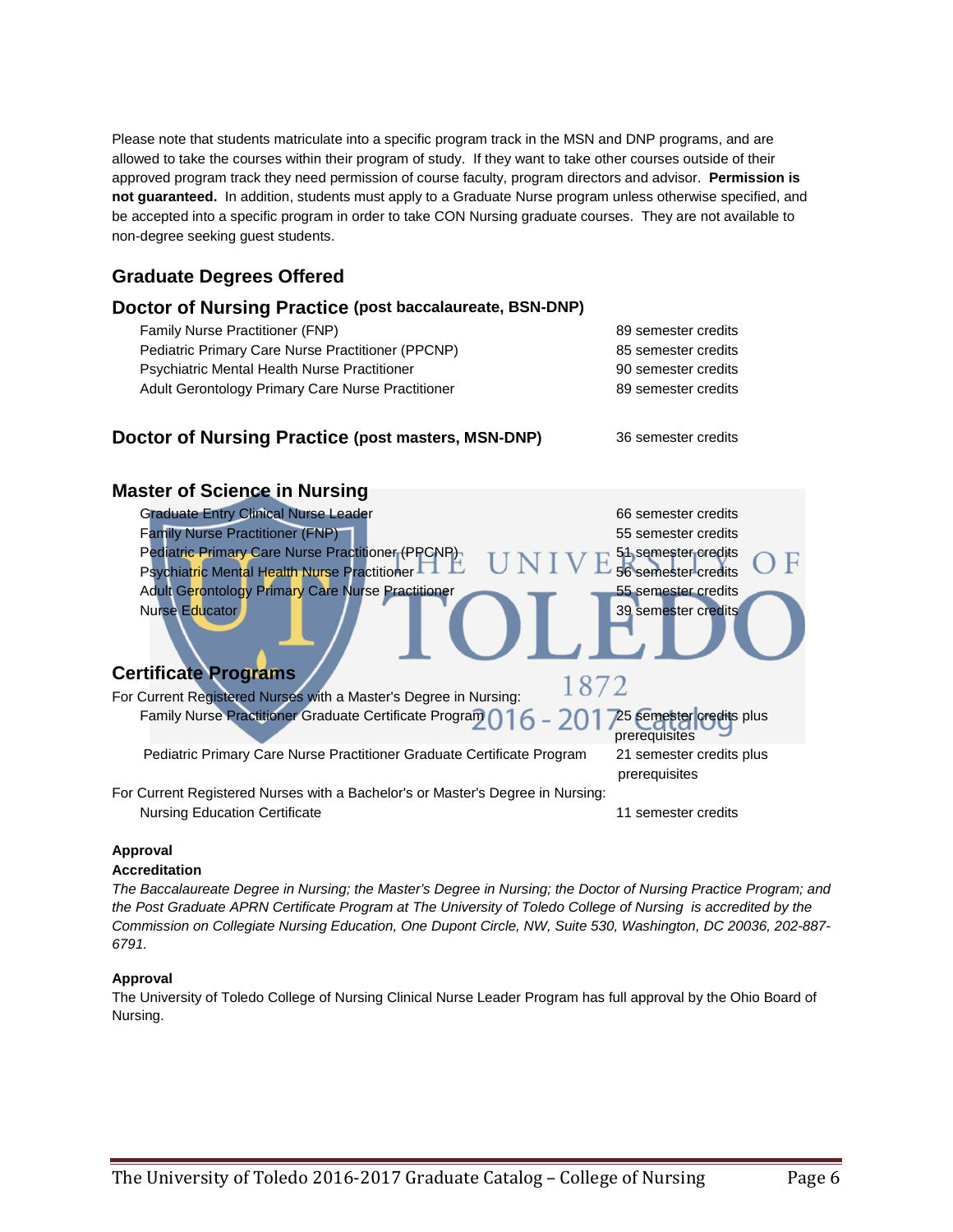Please note that students matriculate into a specific program track in the MSN and DNP programs, and are allowed to take the courses within their program of study. If they want to take other courses outside of their approved program track they need permission of course faculty, program directors and advisor. **Permission is not guaranteed.** In addition, students must apply to a Graduate Nurse program unless otherwise specified, and be accepted into a specific program in order to take CON Nursing graduate courses. They are not available to non-degree seeking guest students.

## Graduate Degrees Offered

### Doctor of Nursing Practice (post baccalaureate, BSN-DNP)

| Program | Credits |
|---|---|
| Family Nurse Practitioner (FNP) | 89 semester credits |
| Pediatric Primary Care Nurse Practitioner (PPCNP) | 85 semester credits |
| Psychiatric Mental Health Nurse Practitioner | 90 semester credits |
| Adult Gerontology Primary Care Nurse Practitioner | 89 semester credits |

### Doctor of Nursing Practice (post masters, MSN-DNP)

36 semester credits

### Master of Science in Nursing

| Program | Credits |
|---|---|
| Graduate Entry Clinical Nurse Leader | 66 semester credits |
| Family Nurse Practitioner (FNP) | 55 semester credits |
| Pediatric Primary Care Nurse Practitioner (PPCNP) | 51 semester credits |
| Psychiatric Mental Health Nurse Practitioner | 56 semester credits |
| Adult Gerontology Primary Care Nurse Practitioner | 55 semester credits |
| Nurse Educator | 39 semester credits |

### Certificate Programs

For Current Registered Nurses with a Master's Degree in Nursing:

| Program | Credits |
|---|---|
| Family Nurse Practitioner Graduate Certificate Program | 25 semester credits plus prerequisites |
| Pediatric Primary Care Nurse Practitioner Graduate Certificate Program | 21 semester credits plus prerequisites |

For Current Registered Nurses with a Bachelor's or Master's Degree in Nursing:

| Program | Credits |
|---|---|
| Nursing Education Certificate | 11 semester credits |

**Approval**

**Accreditation**

*The Baccalaureate Degree in Nursing; the Master's Degree in Nursing; the Doctor of Nursing Practice Program; and the Post Graduate APRN Certificate Program at The University of Toledo College of Nursing is accredited by the Commission on Collegiate Nursing Education, One Dupont Circle, NW, Suite 530, Washington, DC 20036, 202-887-6791.*

**Approval**

The University of Toledo College of Nursing Clinical Nurse Leader Program has full approval by the Ohio Board of Nursing.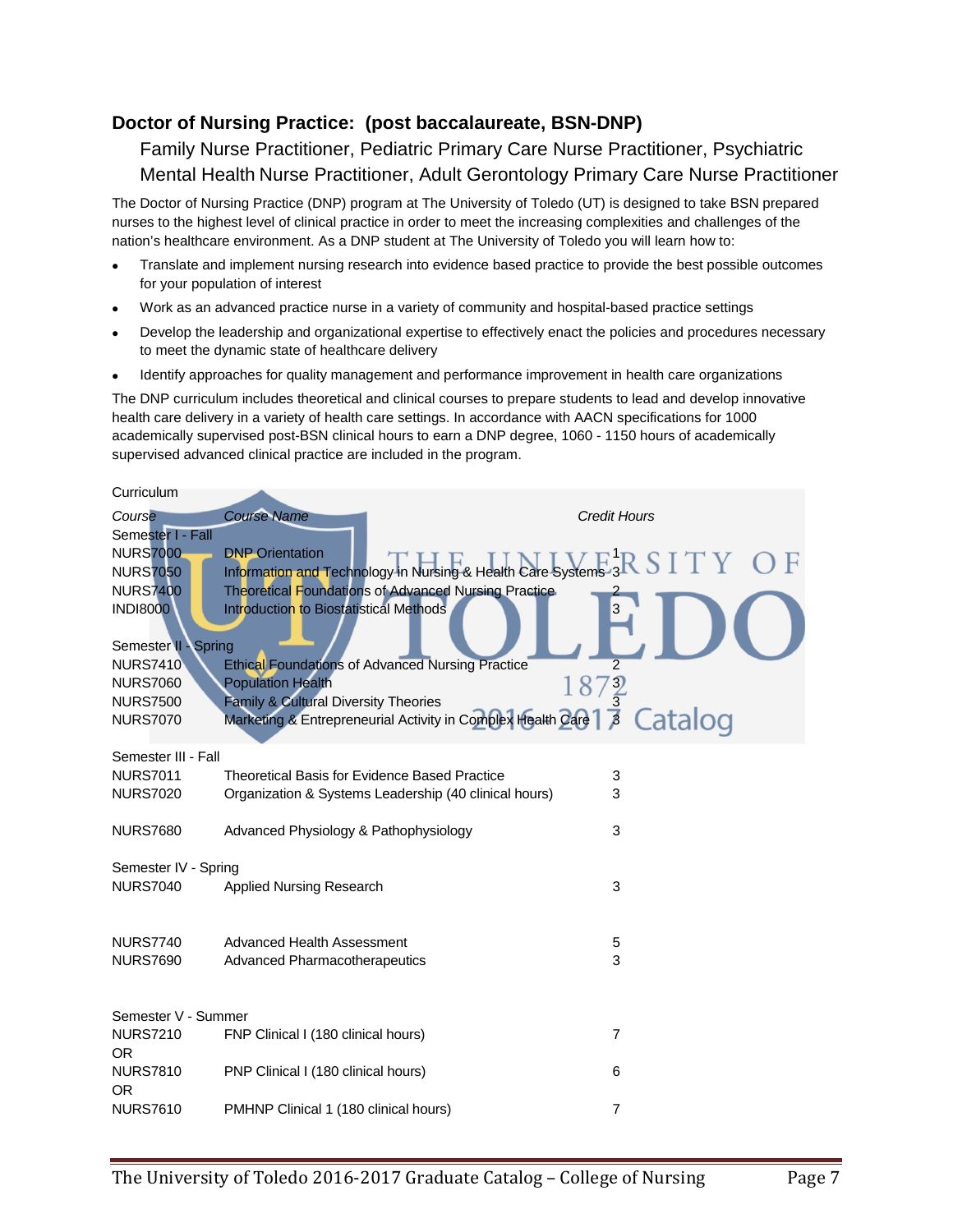## Doctor of Nursing Practice: (post baccalaureate, BSN-DNP)

### Family Nurse Practitioner, Pediatric Primary Care Nurse Practitioner, Psychiatric Mental Health Nurse Practitioner, Adult Gerontology Primary Care Nurse Practitioner

The Doctor of Nursing Practice (DNP) program at The University of Toledo (UT) is designed to take BSN prepared nurses to the highest level of clinical practice in order to meet the increasing complexities and challenges of the nation's healthcare environment. As a DNP student at The University of Toledo you will learn how to:

- Translate and implement nursing research into evidence based practice to provide the best possible outcomes for your population of interest
- Work as an advanced practice nurse in a variety of community and hospital-based practice settings
- Develop the leadership and organizational expertise to effectively enact the policies and procedures necessary to meet the dynamic state of healthcare delivery
- Identify approaches for quality management and performance improvement in health care organizations

The DNP curriculum includes theoretical and clinical courses to prepare students to lead and develop innovative health care delivery in a variety of health care settings. In accordance with AACN specifications for 1000 academically supervised post-BSN clinical hours to earn a DNP degree, 1060 - 1150 hours of academically supervised advanced clinical practice are included in the program.

Curriculum

| *Course* | *Course Name* | *Credit Hours* |
|---|---|---|
| Semester I - Fall | | |
| NURS7000 | DNP Orientation | 1 |
| NURS7050 | Information and Technology in Nursing & Health Care Systems | 3 |
| NURS7400 | Theoretical Foundations of Advanced Nursing Practice | 2 |
| INDI8000 | Introduction to Biostatistical Methods | 3 |
| Semester II - Spring | | |
| NURS7410 | Ethical Foundations of Advanced Nursing Practice | 2 |
| NURS7060 | Population Health | 3 |
| NURS7500 | Family & Cultural Diversity Theories | 3 |
| NURS7070 | Marketing & Entrepreneurial Activity in Complex Health Care | 3 |
| Semester III - Fall | | |
| NURS7011 | Theoretical Basis for Evidence Based Practice | 3 |
| NURS7020 | Organization & Systems Leadership (40 clinical hours) | 3 |
| NURS7680 | Advanced Physiology & Pathophysiology | 3 |
| Semester IV - Spring | | |
| NURS7040 | Applied Nursing Research | 3 |
| NURS7740 | Advanced Health Assessment | 5 |
| NURS7690 | Advanced Pharmacotherapeutics | 3 |
| Semester V - Summer | | |
| NURS7210 | FNP Clinical I (180 clinical hours) | 7 |
| OR | | |
| NURS7810 | PNP Clinical I (180 clinical hours) | 6 |
| OR | | |
| NURS7610 | PMHNP Clinical 1 (180 clinical hours) | 7 |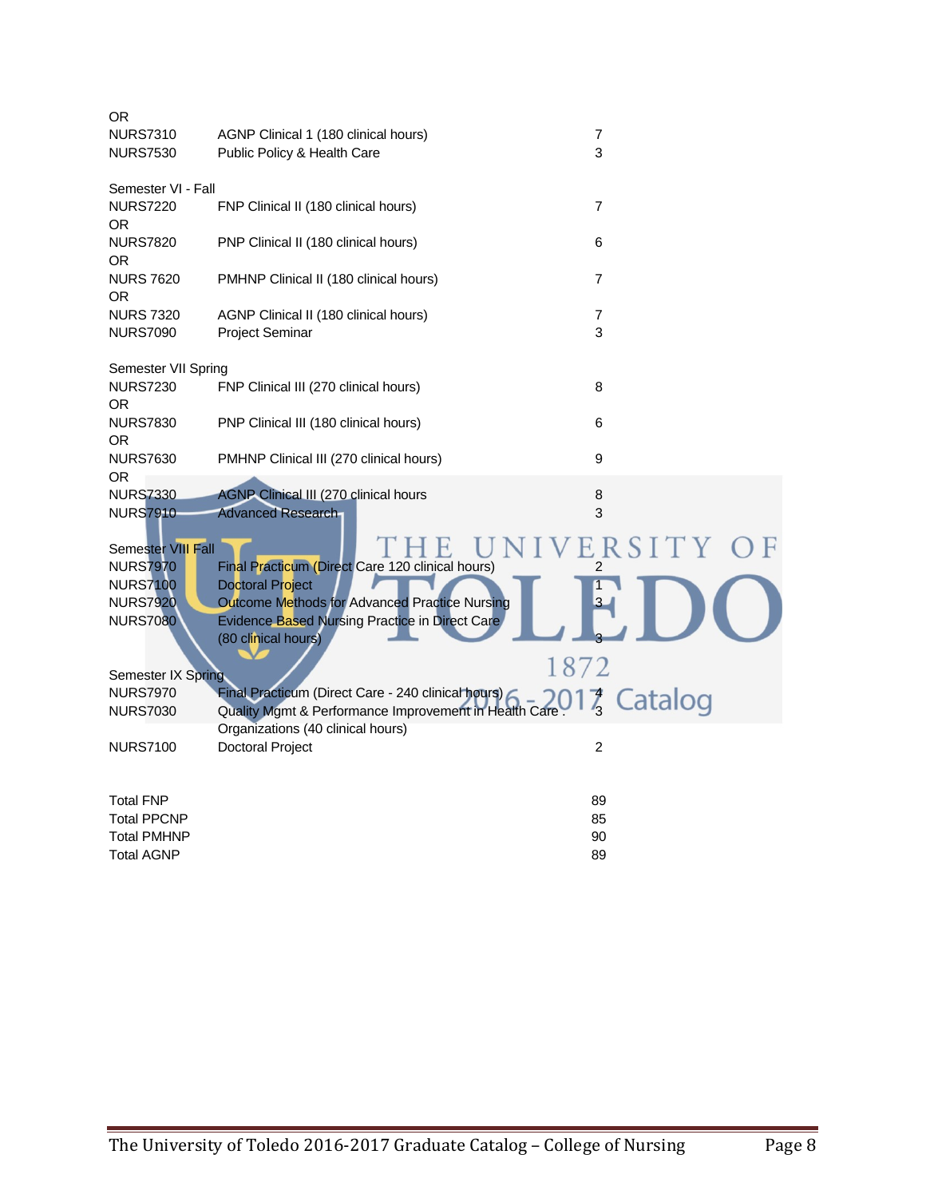| | | |
|---|---|---|
| OR | | |
| NURS7310 | AGNP Clinical 1 (180 clinical hours) | 7 |
| NURS7530 | Public Policy & Health Care | 3 |
| | | |
| Semester VI - Fall | | |
| NURS7220 | FNP Clinical II (180 clinical hours) | 7 |
| OR | | |
| NURS7820 | PNP Clinical II (180 clinical hours) | 6 |
| OR | | |
| NURS 7620 | PMHNP Clinical II (180 clinical hours) | 7 |
| OR | | |
| NURS 7320 | AGNP Clinical II (180 clinical hours) | 7 |
| NURS7090 | Project Seminar | 3 |
| | | |
| Semester VII Spring | | |
| NURS7230 | FNP Clinical III (270 clinical hours) | 8 |
| OR | | |
| NURS7830 | PNP Clinical III (180 clinical hours) | 6 |
| OR | | |
| NURS7630 | PMHNP Clinical III (270 clinical hours) | 9 |
| OR | | |
| NURS7330 | AGNP Clinical III (270 clinical hours | 8 |
| NURS7910 | Advanced Research | 3 |
| | | |
| Semester VIII Fall | | |
| NURS7970 | Final Practicum (Direct Care 120 clinical hours) | 2 |
| NURS7100 | Doctoral Project | 1 |
| NURS7920 | Outcome Methods for Advanced Practice Nursing | 3 |
| NURS7080 | Evidence Based Nursing Practice in Direct Care (80 clinical hours) | 3 |
| | | |
| Semester IX Spring | | |
| NURS7970 | Final Practicum (Direct Care - 240 clinical hours) | 4 |
| NURS7030 | Quality Mgmt & Performance Improvement in Health Care Organizations (40 clinical hours) | 3 |
| NURS7100 | Doctoral Project | 2 |
| | | |
| Total FNP | | 89 |
| Total PPCNP | | 85 |
| Total PMHNP | | 90 |
| Total AGNP | | 89 |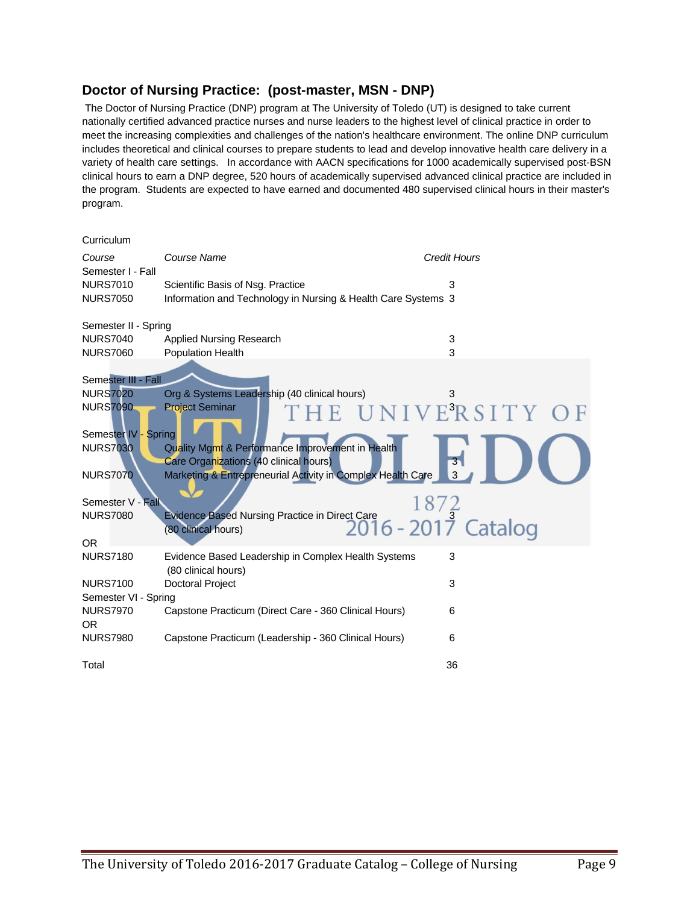## Doctor of Nursing Practice: (post-master, MSN - DNP)

The Doctor of Nursing Practice (DNP) program at The University of Toledo (UT) is designed to take current nationally certified advanced practice nurses and nurse leaders to the highest level of clinical practice in order to meet the increasing complexities and challenges of the nation's healthcare environment. The online DNP curriculum includes theoretical and clinical courses to prepare students to lead and develop innovative health care delivery in a variety of health care settings. In accordance with AACN specifications for 1000 academically supervised post-BSN clinical hours to earn a DNP degree, 520 hours of academically supervised advanced clinical practice are included in the program. Students are expected to have earned and documented 480 supervised clinical hours in their master's program.

Curriculum

| *Course* | *Course Name* | *Credit Hours* |
|---|---|---|
| Semester I - Fall | | |
| NURS7010 | Scientific Basis of Nsg. Practice | 3 |
| NURS7050 | Information and Technology in Nursing & Health Care Systems | 3 |
| Semester II - Spring | | |
| NURS7040 | Applied Nursing Research | 3 |
| NURS7060 | Population Health | 3 |
| Semester III - Fall | | |
| NURS7020 | Org & Systems Leadership (40 clinical hours) | 3 |
| NURS7090 | Project Seminar | 3 |
| Semester IV - Spring | | |
| NURS7030 | Quality Mgmt & Performance Improvement in Health Care Organizations (40 clinical hours) | 3 |
| NURS7070 | Marketing & Entrepreneurial Activity in Complex Health Care | 3 |
| Semester V - Fall | | |
| NURS7080 | Evidence Based Nursing Practice in Direct Care (80 clinical hours) | 3 |
| OR | | |
| NURS7180 | Evidence Based Leadership in Complex Health Systems (80 clinical hours) | 3 |
| NURS7100 | Doctoral Project | 3 |
| Semester VI - Spring | | |
| NURS7970 | Capstone Practicum (Direct Care - 360 Clinical Hours) | 6 |
| OR | | |
| NURS7980 | Capstone Practicum (Leadership - 360 Clinical Hours) | 6 |
| Total | | 36 |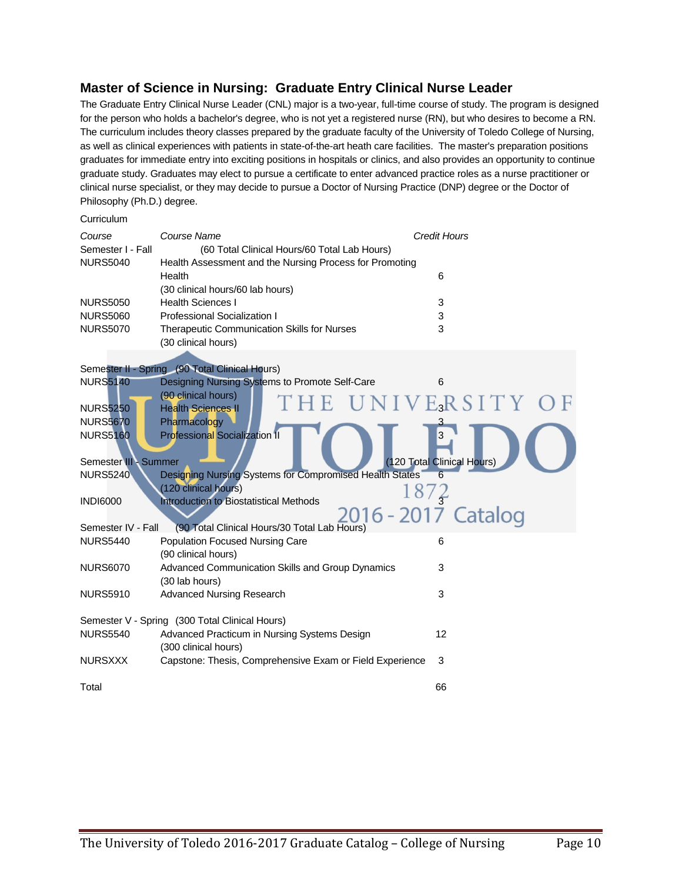## Master of Science in Nursing: Graduate Entry Clinical Nurse Leader

The Graduate Entry Clinical Nurse Leader (CNL) major is a two-year, full-time course of study. The program is designed for the person who holds a bachelor's degree, who is not yet a registered nurse (RN), but who desires to become a RN. The curriculum includes theory classes prepared by the graduate faculty of the University of Toledo College of Nursing, as well as clinical experiences with patients in state-of-the-art heath care facilities. The master's preparation positions graduates for immediate entry into exciting positions in hospitals or clinics, and also provides an opportunity to continue graduate study. Graduates may elect to pursue a certificate to enter advanced practice roles as a nurse practitioner or clinical nurse specialist, or they may decide to pursue a Doctor of Nursing Practice (DNP) degree or the Doctor of Philosophy (Ph.D.) degree.

Curriculum

| *Course* | *Course Name* | *Credit Hours* |
|---|---|---|
| Semester I - Fall | (60 Total Clinical Hours/60 Total Lab Hours) | |
| NURS5040 | Health Assessment and the Nursing Process for Promoting Health (30 clinical hours/60 lab hours) | 6 |
| NURS5050 | Health Sciences I | 3 |
| NURS5060 | Professional Socialization I | 3 |
| NURS5070 | Therapeutic Communication Skills for Nurses (30 clinical hours) | 3 |
| Semester II - Spring | (90 Total Clinical Hours) | |
| NURS5140 | Designing Nursing Systems to Promote Self-Care (90 clinical hours) | 6 |
| NURS5250 | Health Sciences II | 3 |
| NURS5670 | Pharmacology | 3 |
| NURS5160 | Professional Socialization II | 3 |
| Semester III - Summer | (120 Total Clinical Hours) | |
| NURS5240 | Designing Nursing Systems for Compromised Health States (120 clinical hours) | 6 |
| INDI6000 | Introduction to Biostatistical Methods | 3 |
| Semester IV - Fall | (90 Total Clinical Hours/30 Total Lab Hours) | |
| NURS5440 | Population Focused Nursing Care (90 clinical hours) | 6 |
| NURS6070 | Advanced Communication Skills and Group Dynamics (30 lab hours) | 3 |
| NURS5910 | Advanced Nursing Research | 3 |
| Semester V - Spring | (300 Total Clinical Hours) | |
| NURS5540 | Advanced Practicum in Nursing Systems Design (300 clinical hours) | 12 |
| NURSXXX | Capstone: Thesis, Comprehensive Exam or Field Experience | 3 |
| Total | | 66 |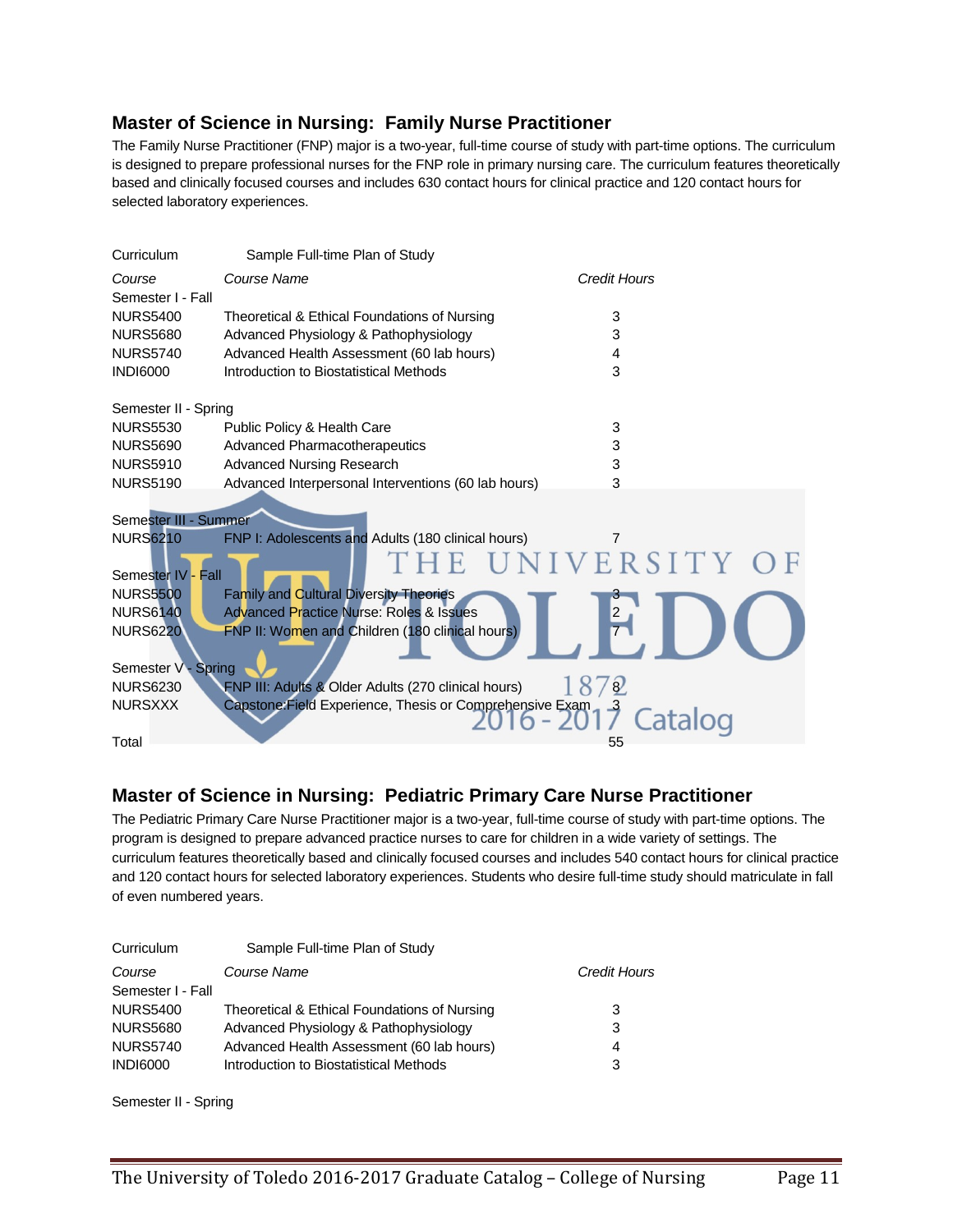## Master of Science in Nursing: Family Nurse Practitioner

The Family Nurse Practitioner (FNP) major is a two-year, full-time course of study with part-time options. The curriculum is designed to prepare professional nurses for the FNP role in primary nursing care. The curriculum features theoretically based and clinically focused courses and includes 630 contact hours for clinical practice and 120 contact hours for selected laboratory experiences.

Curriculum — Sample Full-time Plan of Study

| *Course* | *Course Name* | *Credit Hours* |
|---|---|---|
| Semester I - Fall | | |
| NURS5400 | Theoretical & Ethical Foundations of Nursing | 3 |
| NURS5680 | Advanced Physiology & Pathophysiology | 3 |
| NURS5740 | Advanced Health Assessment (60 lab hours) | 4 |
| INDI6000 | Introduction to Biostatistical Methods | 3 |
| Semester II - Spring | | |
| NURS5530 | Public Policy & Health Care | 3 |
| NURS5690 | Advanced Pharmacotherapeutics | 3 |
| NURS5910 | Advanced Nursing Research | 3 |
| NURS5190 | Advanced Interpersonal Interventions (60 lab hours) | 3 |
| Semester III - Summer | | |
| NURS6210 | FNP I: Adolescents and Adults (180 clinical hours) | 7 |
| Semester IV - Fall | | |
| NURS5500 | Family and Cultural Diversity Theories | 3 |
| NURS6140 | Advanced Practice Nurse: Roles & Issues | 2 |
| NURS6220 | FNP II: Women and Children (180 clinical hours) | 7 |
| Semester V - Spring | | |
| NURS6230 | FNP III: Adults & Older Adults (270 clinical hours) | 8 |
| NURSXXX | Capstone:Field Experience, Thesis or Comprehensive Exam | 3 |
| Total | | 55 |

## Master of Science in Nursing: Pediatric Primary Care Nurse Practitioner

The Pediatric Primary Care Nurse Practitioner major is a two-year, full-time course of study with part-time options. The program is designed to prepare advanced practice nurses to care for children in a wide variety of settings. The curriculum features theoretically based and clinically focused courses and includes 540 contact hours for clinical practice and 120 contact hours for selected laboratory experiences. Students who desire full-time study should matriculate in fall of even numbered years.

Curriculum — Sample Full-time Plan of Study

| *Course* | *Course Name* | *Credit Hours* |
|---|---|---|
| Semester I - Fall | | |
| NURS5400 | Theoretical & Ethical Foundations of Nursing | 3 |
| NURS5680 | Advanced Physiology & Pathophysiology | 3 |
| NURS5740 | Advanced Health Assessment (60 lab hours) | 4 |
| INDI6000 | Introduction to Biostatistical Methods | 3 |
| Semester II - Spring | | |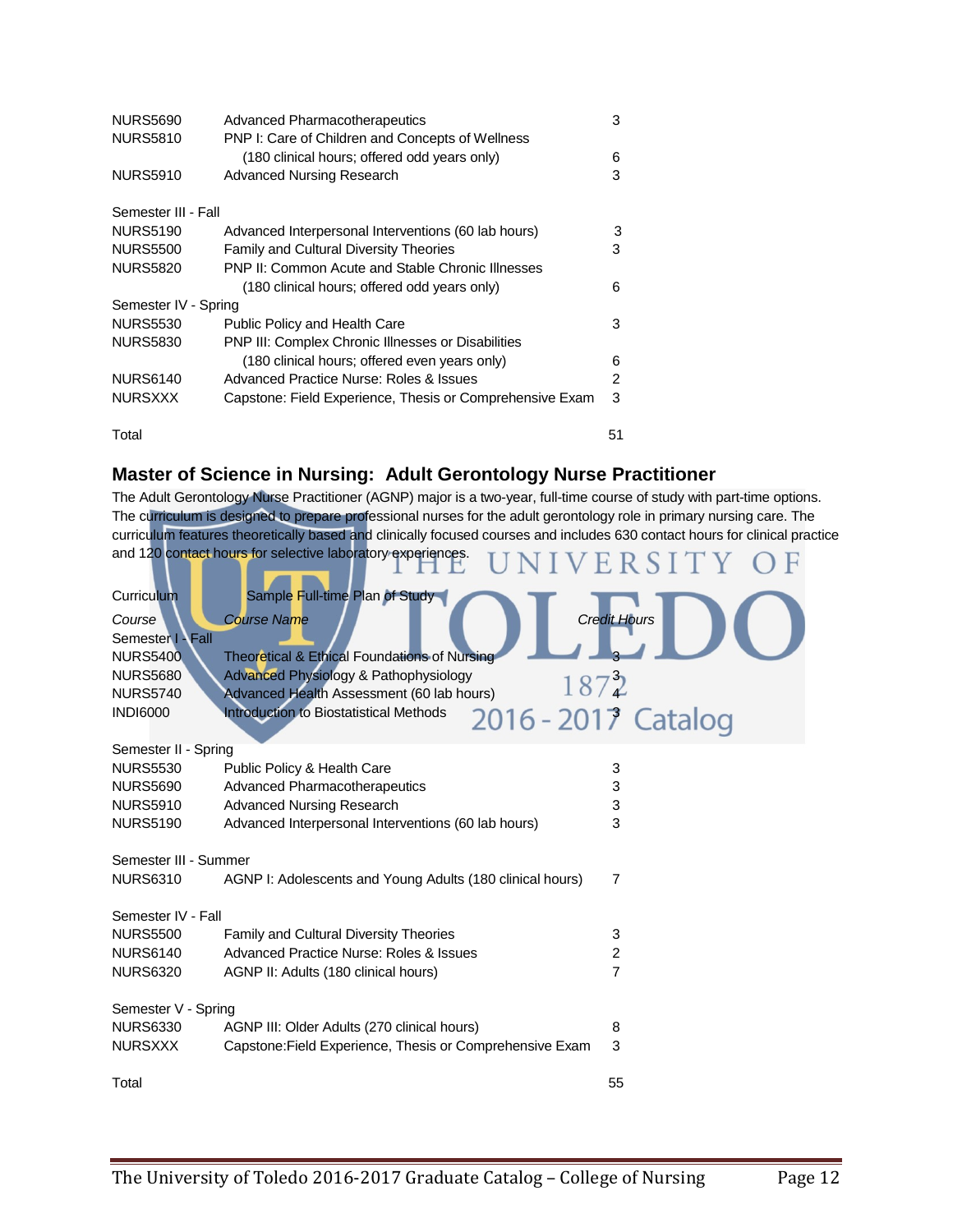| | | |
|---|---|---|
| NURS5690 | Advanced Pharmacotherapeutics | 3 |
| NURS5810 | PNP I: Care of Children and Concepts of Wellness (180 clinical hours; offered odd years only) | 6 |
| NURS5910 | Advanced Nursing Research | 3 |
| **Semester III - Fall** | | |
| NURS5190 | Advanced Interpersonal Interventions (60 lab hours) | 3 |
| NURS5500 | Family and Cultural Diversity Theories | 3 |
| NURS5820 | PNP II: Common Acute and Stable Chronic Illnesses (180 clinical hours; offered odd years only) | 6 |
| **Semester IV - Spring** | | |
| NURS5530 | Public Policy and Health Care | 3 |
| NURS5830 | PNP III: Complex Chronic Illnesses or Disabilities (180 clinical hours; offered even years only) | 6 |
| NURS6140 | Advanced Practice Nurse: Roles & Issues | 2 |
| NURSXXX | Capstone: Field Experience, Thesis or Comprehensive Exam | 3 |
| Total | | 51 |

## Master of Science in Nursing: Adult Gerontology Nurse Practitioner

The Adult Gerontology Nurse Practitioner (AGNP) major is a two-year, full-time course of study with part-time options. The curriculum is designed to prepare professional nurses for the adult gerontology role in primary nursing care. The curriculum features theoretically based and clinically focused courses and includes 630 contact hours for clinical practice and 120 contact hours for selective laboratory experiences.

Curriculum — Sample Full-time Plan of Study

| *Course* | *Course Name* | *Credit Hours* |
|---|---|---|
| **Semester I - Fall** | | |
| NURS5400 | Theoretical & Ethical Foundations of Nursing | 3 |
| NURS5680 | Advanced Physiology & Pathophysiology | 3 |
| NURS5740 | Advanced Health Assessment (60 lab hours) | 4 |
| INDI6000 | Introduction to Biostatistical Methods | 3 |
| **Semester II - Spring** | | |
| NURS5530 | Public Policy & Health Care | 3 |
| NURS5690 | Advanced Pharmacotherapeutics | 3 |
| NURS5910 | Advanced Nursing Research | 3 |
| NURS5190 | Advanced Interpersonal Interventions (60 lab hours) | 3 |
| **Semester III - Summer** | | |
| NURS6310 | AGNP I: Adolescents and Young Adults (180 clinical hours) | 7 |
| **Semester IV - Fall** | | |
| NURS5500 | Family and Cultural Diversity Theories | 3 |
| NURS6140 | Advanced Practice Nurse: Roles & Issues | 2 |
| NURS6320 | AGNP II: Adults (180 clinical hours) | 7 |
| **Semester V - Spring** | | |
| NURS6330 | AGNP III: Older Adults (270 clinical hours) | 8 |
| NURSXXX | Capstone:Field Experience, Thesis or Comprehensive Exam | 3 |
| Total | | 55 |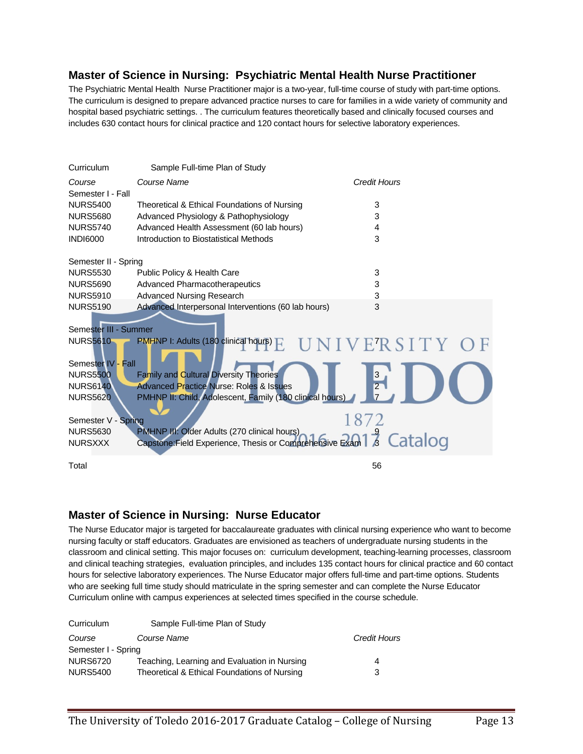## Master of Science in Nursing: Psychiatric Mental Health Nurse Practitioner

The Psychiatric Mental Health Nurse Practitioner major is a two-year, full-time course of study with part-time options. The curriculum is designed to prepare advanced practice nurses to care for families in a wide variety of community and hospital based psychiatric settings. . The curriculum features theoretically based and clinically focused courses and includes 630 contact hours for clinical practice and 120 contact hours for selective laboratory experiences.

Curriculum Sample Full-time Plan of Study

| *Course* | *Course Name* | *Credit Hours* |
|---|---|---|
| Semester I - Fall | | |
| NURS5400 | Theoretical & Ethical Foundations of Nursing | 3 |
| NURS5680 | Advanced Physiology & Pathophysiology | 3 |
| NURS5740 | Advanced Health Assessment (60 lab hours) | 4 |
| INDI6000 | Introduction to Biostatistical Methods | 3 |
| Semester II - Spring | | |
| NURS5530 | Public Policy & Health Care | 3 |
| NURS5690 | Advanced Pharmacotherapeutics | 3 |
| NURS5910 | Advanced Nursing Research | 3 |
| NURS5190 | Advanced Interpersonal Interventions (60 lab hours) | 3 |
| Semester III - Summer | | |
| NURS5610 | PMHNP I: Adults (180 clinical hours) | 7 |
| Semester IV - Fall | | |
| NURS5500 | Family and Cultural Diversity Theories | 3 |
| NURS6140 | Advanced Practice Nurse: Roles & Issues | 2 |
| NURS5620 | PMHNP II: Child, Adolescent, Family (180 clinical hours) | 7 |
| Semester V - Spring | | |
| NURS5630 | PMHNP III: Older Adults (270 clinical hours) | 9 |
| NURSXXX | Capstone:Field Experience, Thesis or Comprehensive Exam | 3 |
| Total | | 56 |

## Master of Science in Nursing: Nurse Educator

The Nurse Educator major is targeted for baccalaureate graduates with clinical nursing experience who want to become nursing faculty or staff educators. Graduates are envisioned as teachers of undergraduate nursing students in the classroom and clinical setting. This major focuses on: curriculum development, teaching-learning processes, classroom and clinical teaching strategies, evaluation principles, and includes 135 contact hours for clinical practice and 60 contact hours for selective laboratory experiences. The Nurse Educator major offers full-time and part-time options. Students who are seeking full time study should matriculate in the spring semester and can complete the Nurse Educator Curriculum online with campus experiences at selected times specified in the course schedule.

Curriculum Sample Full-time Plan of Study

| *Course* | *Course Name* | *Credit Hours* |
|---|---|---|
| Semester I - Spring | | |
| NURS6720 | Teaching, Learning and Evaluation in Nursing | 4 |
| NURS5400 | Theoretical & Ethical Foundations of Nursing | 3 |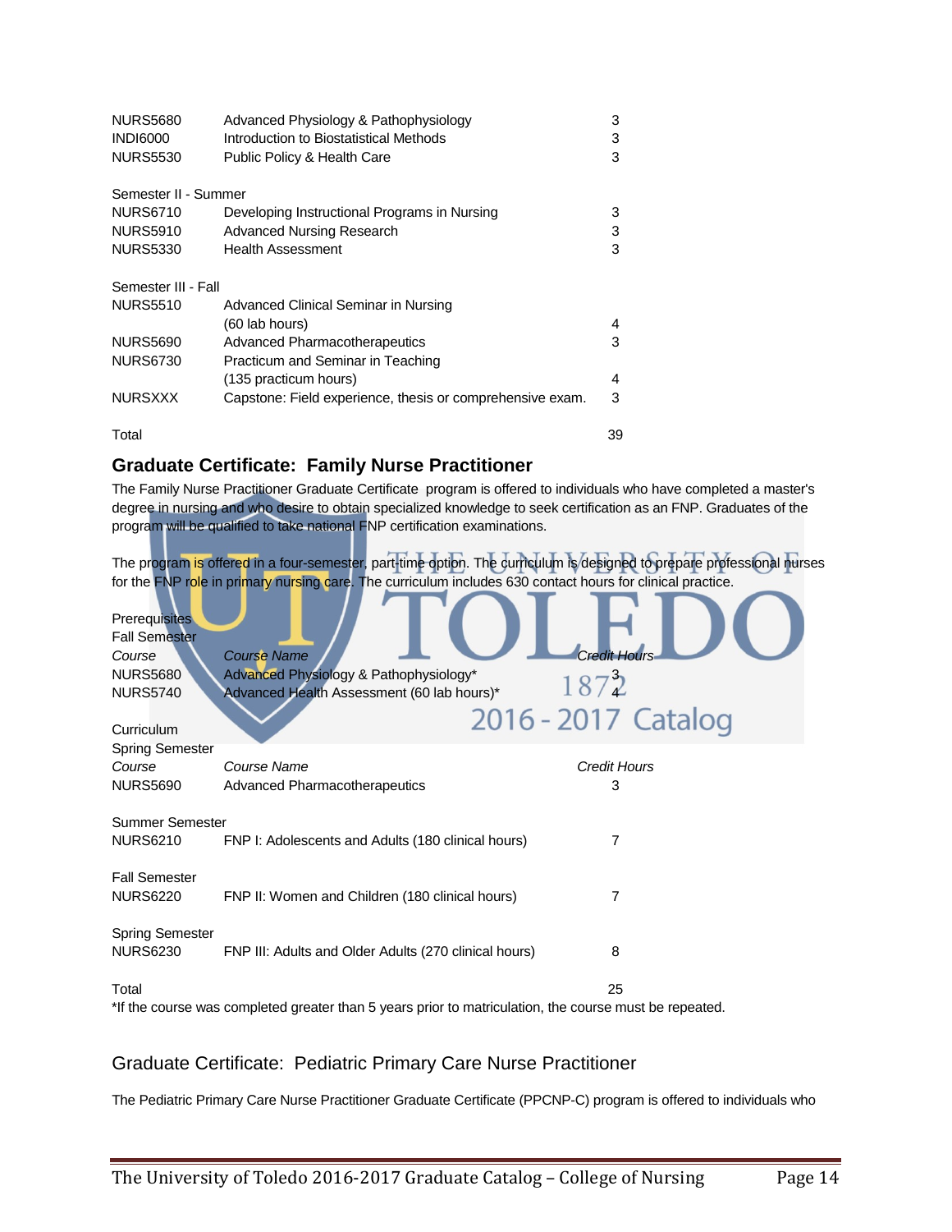| | | |
|---|---|---|
| NURS5680 | Advanced Physiology & Pathophysiology | 3 |
| INDI6000 | Introduction to Biostatistical Methods | 3 |
| NURS5530 | Public Policy & Health Care | 3 |
| **Semester II - Summer** | | |
| NURS6710 | Developing Instructional Programs in Nursing | 3 |
| NURS5910 | Advanced Nursing Research | 3 |
| NURS5330 | Health Assessment | 3 |
| **Semester III - Fall** | | |
| NURS5510 | Advanced Clinical Seminar in Nursing (60 lab hours) | 4 |
| NURS5690 | Advanced Pharmacotherapeutics | 3 |
| NURS6730 | Practicum and Seminar in Teaching (135 practicum hours) | 4 |
| NURSXXX | Capstone: Field experience, thesis or comprehensive exam. | 3 |
| Total | | 39 |

## Graduate Certificate: Family Nurse Practitioner

The Family Nurse Practitioner Graduate Certificate program is offered to individuals who have completed a master's degree in nursing and who desire to obtain specialized knowledge to seek certification as an FNP. Graduates of the program will be qualified to take national FNP certification examinations.

The program is offered in a four-semester, part-time option. The curriculum is designed to prepare professional nurses for the FNP role in primary nursing care. The curriculum includes 630 contact hours for clinical practice.

Prerequisites

Fall Semester

| *Course* | *Course Name* | *Credit Hours* |
|---|---|---|
| NURS5680 | Advanced Physiology & Pathophysiology* | 3 |
| NURS5740 | Advanced Health Assessment (60 lab hours)* | 4 |

Curriculum

| *Course* | *Course Name* | *Credit Hours* |
|---|---|---|
| **Spring Semester** | | |
| NURS5690 | Advanced Pharmacotherapeutics | 3 |
| **Summer Semester** | | |
| NURS6210 | FNP I: Adolescents and Adults (180 clinical hours) | 7 |
| **Fall Semester** | | |
| NURS6220 | FNP II: Women and Children (180 clinical hours) | 7 |
| **Spring Semester** | | |
| NURS6230 | FNP III: Adults and Older Adults (270 clinical hours) | 8 |
| Total | | 25 |

*If the course was completed greater than 5 years prior to matriculation, the course must be repeated.

## Graduate Certificate: Pediatric Primary Care Nurse Practitioner

The Pediatric Primary Care Nurse Practitioner Graduate Certificate (PPCNP-C) program is offered to individuals who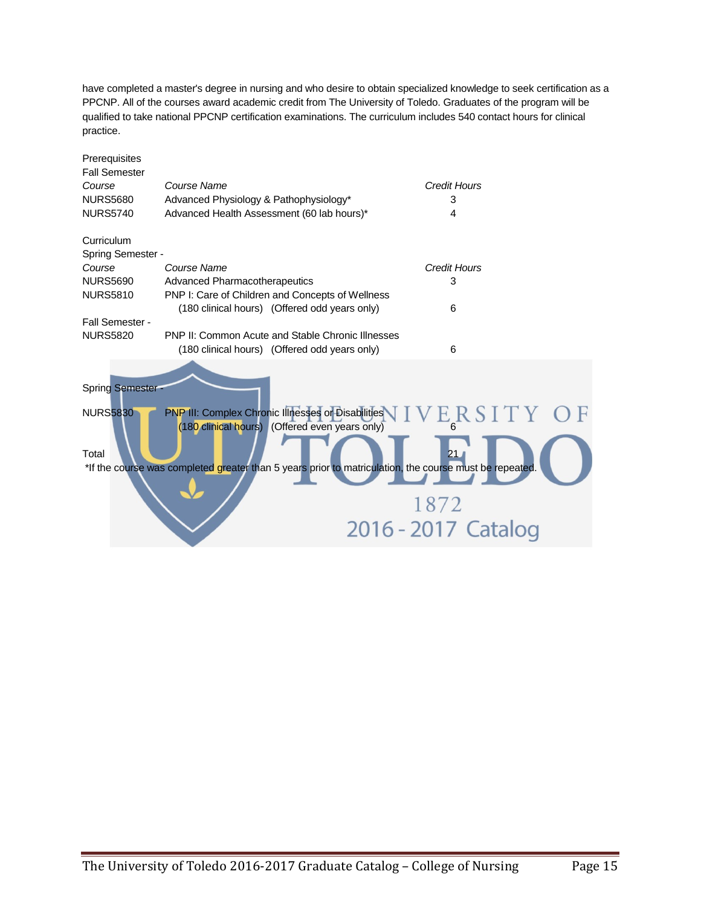have completed a master's degree in nursing and who desire to obtain specialized knowledge to seek certification as a PPCNP. All of the courses award academic credit from The University of Toledo. Graduates of the program will be qualified to take national PPCNP certification examinations. The curriculum includes 540 contact hours for clinical practice.

Prerequisites

Fall Semester

| *Course* | *Course Name* | *Credit Hours* |
|---|---|---|
| NURS5680 | Advanced Physiology & Pathophysiology* | 3 |
| NURS5740 | Advanced Health Assessment (60 lab hours)* | 4 |

Curriculum

Spring Semester -

| *Course* | *Course Name* | *Credit Hours* |
|---|---|---|
| NURS5690 | Advanced Pharmacotherapeutics | 3 |
| NURS5810 | PNP I: Care of Children and Concepts of Wellness (180 clinical hours) (Offered odd years only) | 6 |
| **Fall Semester -** | | |
| NURS5820 | PNP II: Common Acute and Stable Chronic Illnesses (180 clinical hours) (Offered odd years only) | 6 |
| **Spring Semester -** | | |
| NURS5830 | PNP III: Complex Chronic Illnesses or Disabilities (180 clinical hours) (Offered even years only) | 6 |
| Total | | 21 |

*If the course was completed greater than 5 years prior to matriculation, the course must be repeated.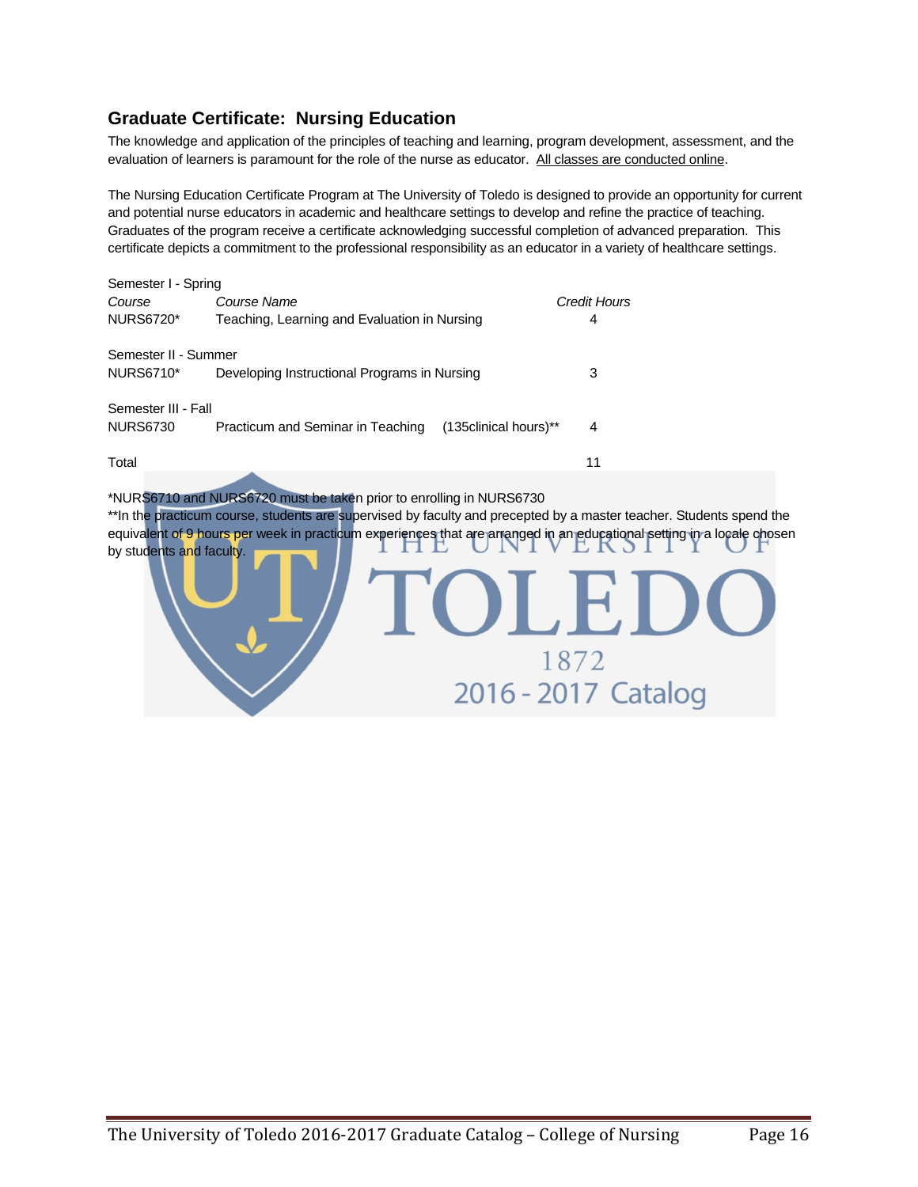## Graduate Certificate: Nursing Education

The knowledge and application of the principles of teaching and learning, program development, assessment, and the evaluation of learners is paramount for the role of the nurse as educator. <u>All classes are conducted online</u>.

The Nursing Education Certificate Program at The University of Toledo is designed to provide an opportunity for current and potential nurse educators in academic and healthcare settings to develop and refine the practice of teaching. Graduates of the program receive a certificate acknowledging successful completion of advanced preparation. This certificate depicts a commitment to the professional responsibility as an educator in a variety of healthcare settings.

| | | |
|---|---|---|
| Semester I - Spring | | |
| *Course* | *Course Name* | *Credit Hours* |
| NURS6720* | Teaching, Learning and Evaluation in Nursing | 4 |
| Semester II - Summer | | |
| NURS6710* | Developing Instructional Programs in Nursing | 3 |
| Semester III - Fall | | |
| NURS6730 | Practicum and Seminar in Teaching (135clinical hours)** | 4 |
| Total | | 11 |

*NURS6710 and NURS6720 must be taken prior to enrolling in NURS6730
**In the practicum course, students are supervised by faculty and precepted by a master teacher. Students spend the equivalent of 9 hours per week in practicum experiences that are arranged in an educational setting in a locale chosen by students and faculty.